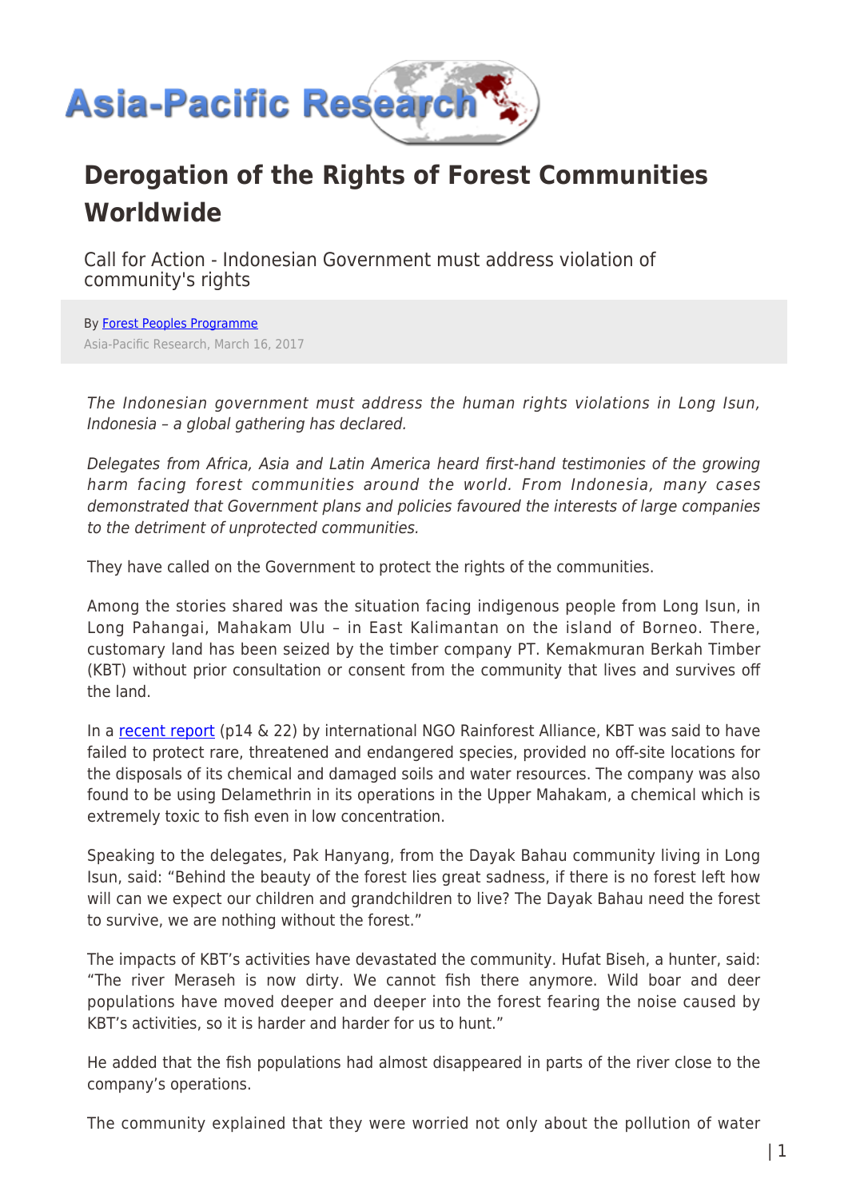# Derogation of the Rights of Forest Communities Worldwide

Call for Action - Indonesian Government must address violation of community's rights

By [Forest Peoples Programme]

Asia-Pacific Research, March 16, 2017

*The Indonesian government must address the human rights violations in Long Isun, Indonesia – a global gathering has declared.*

*Delegates from Africa, Asia and Latin America heard first-hand testimonies of the growing harm facing forest communities around the world. From Indonesia, many cases demonstrated that Government plans and policies favoured the interests of large companies to the detriment of unprotected communities.*

They have called on the Government to protect the rights of the communities.

Among the stories shared was the situation facing indigenous people from Long Isun, in Long Pahangai, Mahakam Ulu – in East Kalimantan on the island of Borneo. There, customary land has been seized by the timber company PT. Kemakmuran Berkah Timber (KBT) without prior consultation or consent from the community that lives and survives off the land.

In a [recent report] (p14 & 22) by international NGO Rainforest Alliance, KBT was said to have failed to protect rare, threatened and endangered species, provided no off-site locations for the disposals of its chemical and damaged soils and water resources. The company was also found to be using Delamethrin in its operations in the Upper Mahakam, a chemical which is extremely toxic to fish even in low concentration.

Speaking to the delegates, Pak Hanyang, from the Dayak Bahau community living in Long Isun, said: "Behind the beauty of the forest lies great sadness, if there is no forest left how will can we expect our children and grandchildren to live? The Dayak Bahau need the forest to survive, we are nothing without the forest."

The impacts of KBT's activities have devastated the community. Hufat Biseh, a hunter, said: "The river Meraseh is now dirty. We cannot fish there anymore. Wild boar and deer populations have moved deeper and deeper into the forest fearing the noise caused by KBT's activities, so it is harder and harder for us to hunt."

He added that the fish populations had almost disappeared in parts of the river close to the company's operations.

The community explained that they were worried not only about the pollution of water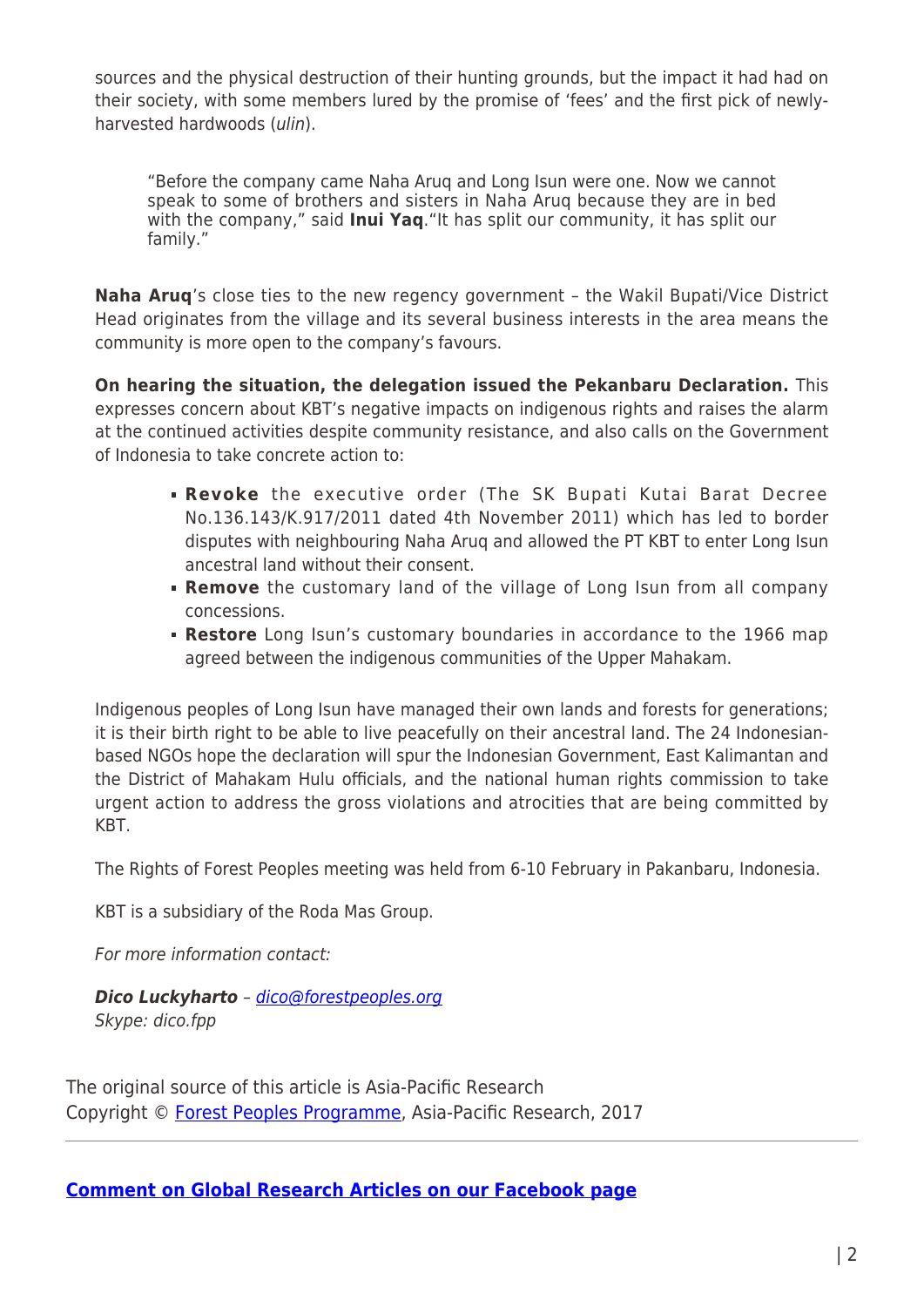sources and the physical destruction of their hunting grounds, but the impact it had had on their society, with some members lured by the promise of 'fees' and the first pick of newly-harvested hardwoods (*ulin*).

> "Before the company came Naha Aruq and Long Isun were one. Now we cannot speak to some of brothers and sisters in Naha Aruq because they are in bed with the company," said **Inui Yaq**."It has split our community, it has split our family."

**Naha Aruq**'s close ties to the new regency government – the Wakil Bupati/Vice District Head originates from the village and its several business interests in the area means the community is more open to the company's favours.

**On hearing the situation, the delegation issued the Pekanbaru Declaration.** This expresses concern about KBT's negative impacts on indigenous rights and raises the alarm at the continued activities despite community resistance, and also calls on the Government of Indonesia to take concrete action to:

- **Revoke** the executive order (The SK Bupati Kutai Barat Decree No.136.143/K.917/2011 dated 4th November 2011) which has led to border disputes with neighbouring Naha Aruq and allowed the PT KBT to enter Long Isun ancestral land without their consent.
- **Remove** the customary land of the village of Long Isun from all company concessions.
- **Restore** Long Isun's customary boundaries in accordance to the 1966 map agreed between the indigenous communities of the Upper Mahakam.

Indigenous peoples of Long Isun have managed their own lands and forests for generations; it is their birth right to be able to live peacefully on their ancestral land. The 24 Indonesian-based NGOs hope the declaration will spur the Indonesian Government, East Kalimantan and the District of Mahakam Hulu officials, and the national human rights commission to take urgent action to address the gross violations and atrocities that are being committed by KBT.

The Rights of Forest Peoples meeting was held from 6-10 February in Pakanbaru, Indonesia.

KBT is a subsidiary of the Roda Mas Group.

*For more information contact:*

***Dico Luckyharto*** *– dico@forestpeoples.org*
*Skype: dico.fpp*

The original source of this article is Asia-Pacific Research
Copyright © Forest Peoples Programme, Asia-Pacific Research, 2017

---

**Comment on Global Research Articles on our Facebook page**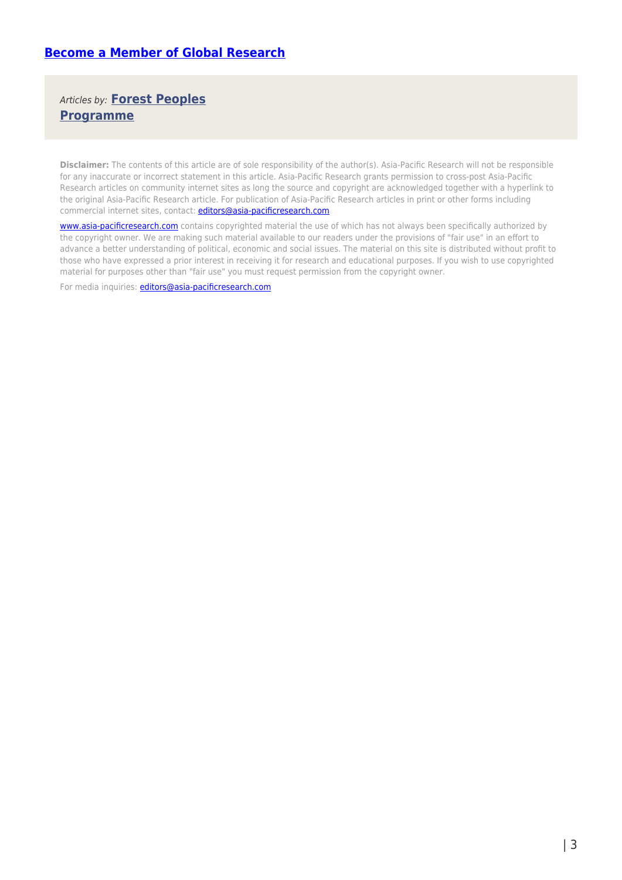**[Become a Member of Global Research](#)**

*Articles by:* **[Forest Peoples Programme](#)**

**Disclaimer:** The contents of this article are of sole responsibility of the author(s). Asia-Pacific Research will not be responsible for any inaccurate or incorrect statement in this article. Asia-Pacific Research grants permission to cross-post Asia-Pacific Research articles on community internet sites as long the source and copyright are acknowledged together with a hyperlink to the original Asia-Pacific Research article. For publication of Asia-Pacific Research articles in print or other forms including commercial internet sites, contact: editors@asia-pacificresearch.com

www.asia-pacificresearch.com contains copyrighted material the use of which has not always been specifically authorized by the copyright owner. We are making such material available to our readers under the provisions of "fair use" in an effort to advance a better understanding of political, economic and social issues. The material on this site is distributed without profit to those who have expressed a prior interest in receiving it for research and educational purposes. If you wish to use copyrighted material for purposes other than "fair use" you must request permission from the copyright owner.

For media inquiries: editors@asia-pacificresearch.com